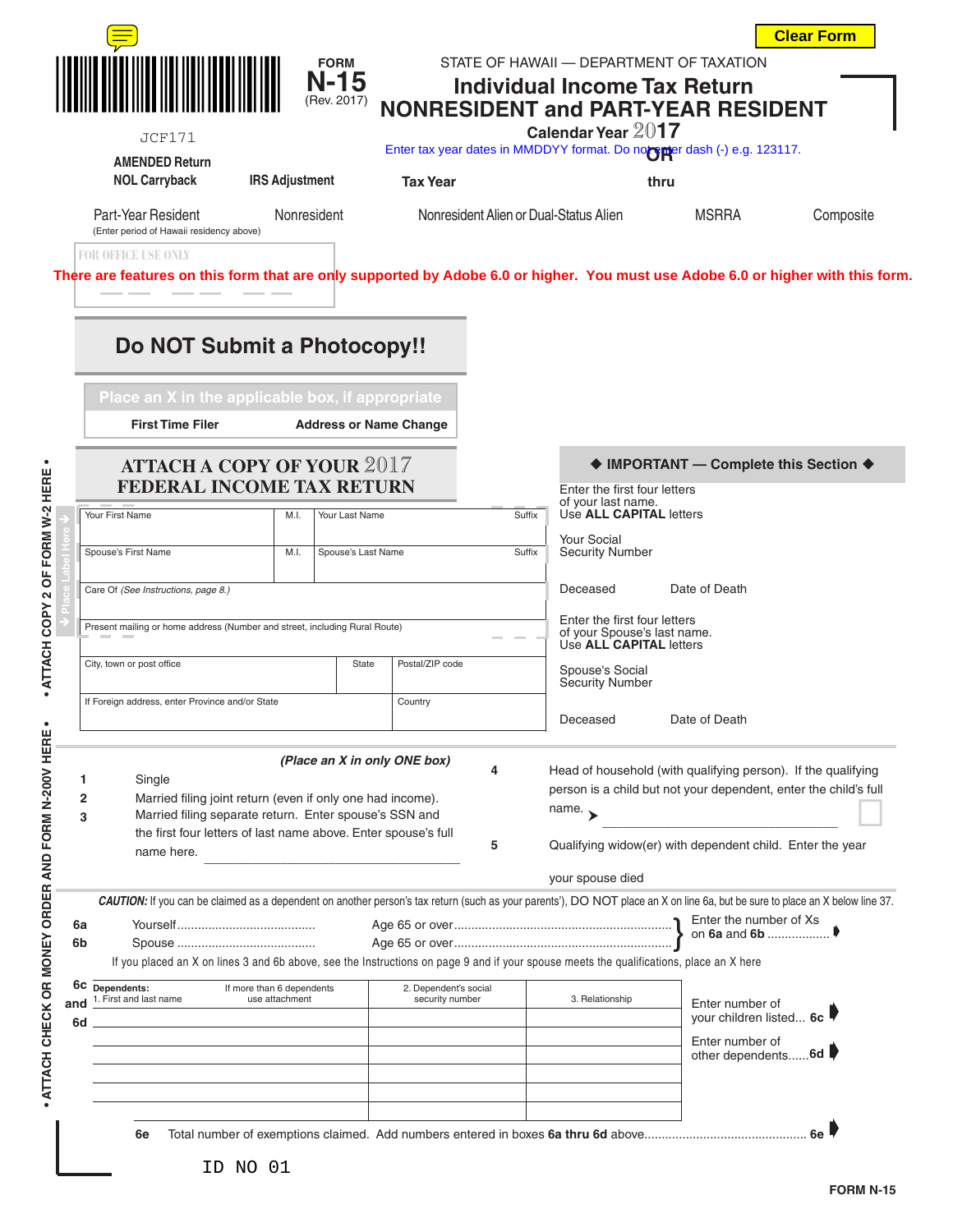Clear Form

FORM **N-15** (Rev. 2017)

STATE OF HAWAII — DEPARTMENT OF TAXATION

# Individual Income Tax Return
# NONRESIDENT and PART-YEAR RESIDENT

**Calendar Year 2017**

Enter tax year dates in MMDDYY format. Do not enter dash (-) e.g. 123117.

**OR**

JCF171

**AMENDED Return**

**NOL Carryback** **IRS Adjustment** **Tax Year** thru

Part-Year Resident (Enter period of Hawaii residency above) Nonresident Nonresident Alien or Dual-Status Alien MSRRA Composite

FOR OFFICE USE ONLY

There are features on this form that are only supported by Adobe 6.0 or higher. You must use Adobe 6.0 or higher with this form.

## Do NOT Submit a Photocopy!!

Place an X in the applicable box, if appropriate

**First Time Filer** **Address or Name Change**

## ATTACH A COPY OF YOUR 2017 FEDERAL INCOME TAX RETURN

| Your First Name | M.I. | Your Last Name | Suffix |
|---|---|---|---|
| Spouse's First Name | M.I. | Spouse's Last Name | Suffix |
| Care Of *(See Instructions, page 8.)* | | | |
| Present mailing or home address (Number and street, including Rural Route) | | | |
| City, town or post office | State | Postal/ZIP code | |
| If Foreign address, enter Province and/or State | | Country | |

Place Label Here

◆ **IMPORTANT — Complete this Section** ◆

Enter the first four letters of your last name. Use **ALL CAPITAL** letters

Your Social Security Number

Deceased Date of Death

Enter the first four letters of your Spouse's last name. Use **ALL CAPITAL** letters

Spouse's Social Security Number

Deceased Date of Death

• ATTACH CHECK OR MONEY ORDER AND FORM N-200V HERE • ATTACH COPY 2 OF FORM W-2 HERE •

***(Place an X in only ONE box)***

1 Single

2 Married filing joint return (even if only one had income).

3 Married filing separate return. Enter spouse's SSN and the first four letters of last name above. Enter spouse's full name here. ______

4 Head of household (with qualifying person). If the qualifying person is a child but not your dependent, enter the child's full name. ➤ ______

5 Qualifying widow(er) with dependent child. Enter the year your spouse died

***CAUTION:*** If you can be claimed as a dependent on another person's tax return (such as your parents'), DO NOT place an X on line 6a, but be sure to place an X below line 37.

6a Yourself........................................ Age 65 or over..........................................

6b Spouse ........................................ Age 65 or over..........................................

Enter the number of Xs on **6a** and **6b** ..................

If you placed an X on lines 3 and 6b above, see the Instructions on page 9 and if your spouse meets the qualifications, place an X here

6c and 6d

| Dependents: 1. First and last name (If more than 6 dependents use attachment) | 2. Dependent's social security number | 3. Relationship |
|---|---|---|
| | | |
| | | |
| | | |
| | | |
| | | |
| | | |

Enter number of your children listed... **6c**

Enter number of other dependents......**6d**

**6e** Total number of exemptions claimed. Add numbers entered in boxes **6a thru 6d** above............................................. **6e**

ID NO 01

**FORM N-15**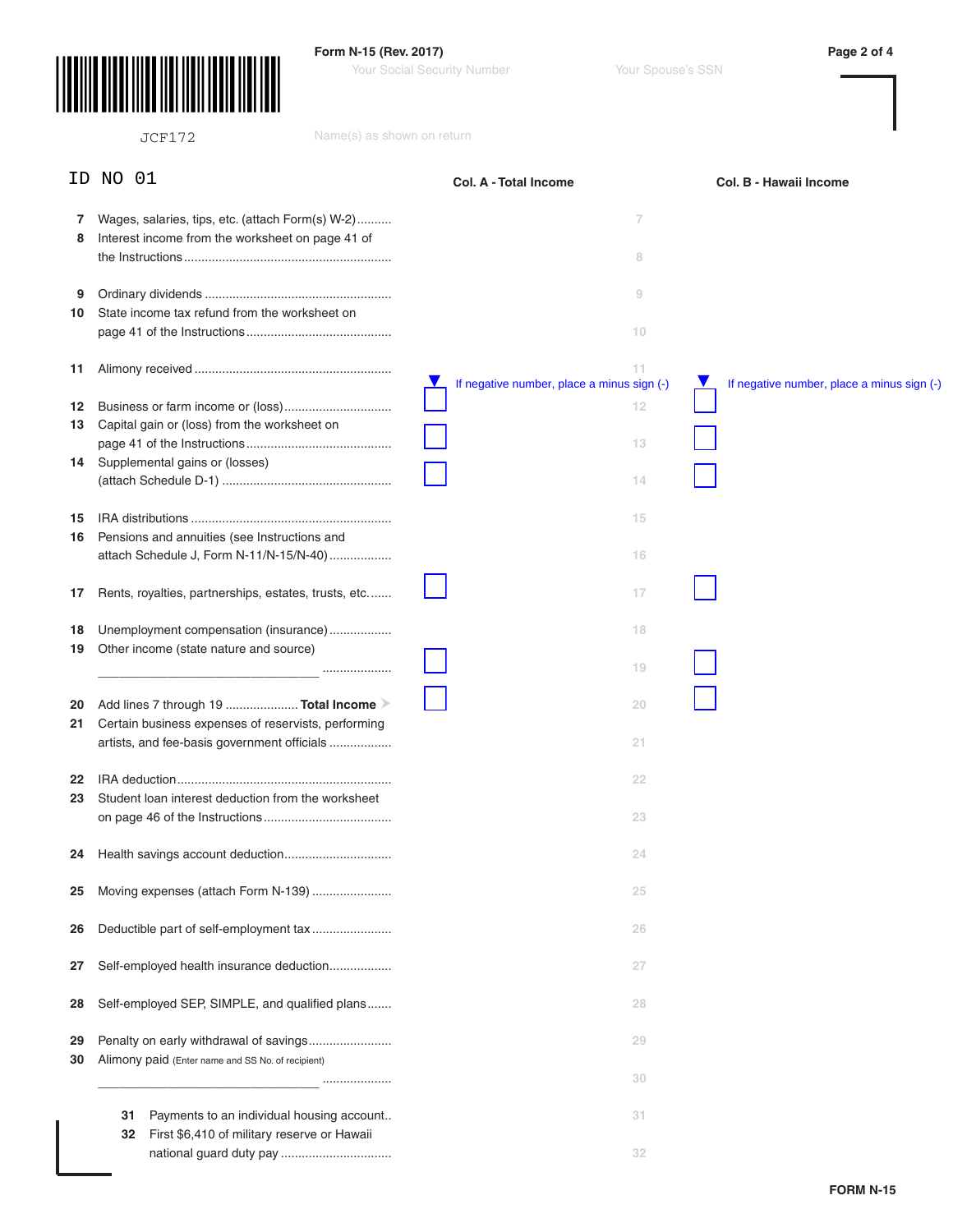Form N-15 (Rev. 2017)

Your Social Security Number — Your Spouse's SSN

JCF172

Name(s) as shown on return

ID NO 01

| | | Col. A - Total Income | Col. B - Hawaii Income |
|---|---|---|---|
| 7 | Wages, salaries, tips, etc. (attach Form(s) W-2) | 7 | |
| 8 | Interest income from the worksheet on page 41 of the Instructions | 8 | |
| 9 | Ordinary dividends | 9 | |
| 10 | State income tax refund from the worksheet on page 41 of the Instructions | 10 | |
| 11 | Alimony received | 11 | |
| | | If negative number, place a minus sign (-) | If negative number, place a minus sign (-) |
| 12 | Business or farm income or (loss) | 12 | |
| 13 | Capital gain or (loss) from the worksheet on page 41 of the Instructions | 13 | |
| 14 | Supplemental gains or (losses) (attach Schedule D-1) | 14 | |
| 15 | IRA distributions | 15 | |
| 16 | Pensions and annuities (see Instructions and attach Schedule J, Form N-11/N-15/N-40) | 16 | |
| 17 | Rents, royalties, partnerships, estates, trusts, etc. | 17 | |
| 18 | Unemployment compensation (insurance) | 18 | |
| 19 | Other income (state nature and source) ____________________ | 19 | |
| 20 | Add lines 7 through 19 **Total Income** | 20 | |
| 21 | Certain business expenses of reservists, performing artists, and fee-basis government officials | 21 | |
| 22 | IRA deduction | 22 | |
| 23 | Student loan interest deduction from the worksheet on page 46 of the Instructions | 23 | |
| 24 | Health savings account deduction | 24 | |
| 25 | Moving expenses (attach Form N-139) | 25 | |
| 26 | Deductible part of self-employment tax | 26 | |
| 27 | Self-employed health insurance deduction | 27 | |
| 28 | Self-employed SEP, SIMPLE, and qualified plans | 28 | |
| 29 | Penalty on early withdrawal of savings | 29 | |
| 30 | Alimony paid (Enter name and SS No. of recipient) ____________________ | 30 | |
| 31 | Payments to an individual housing account | 31 | |
| 32 | First $6,410 of military reserve or Hawaii national guard duty pay | 32 | |

FORM N-15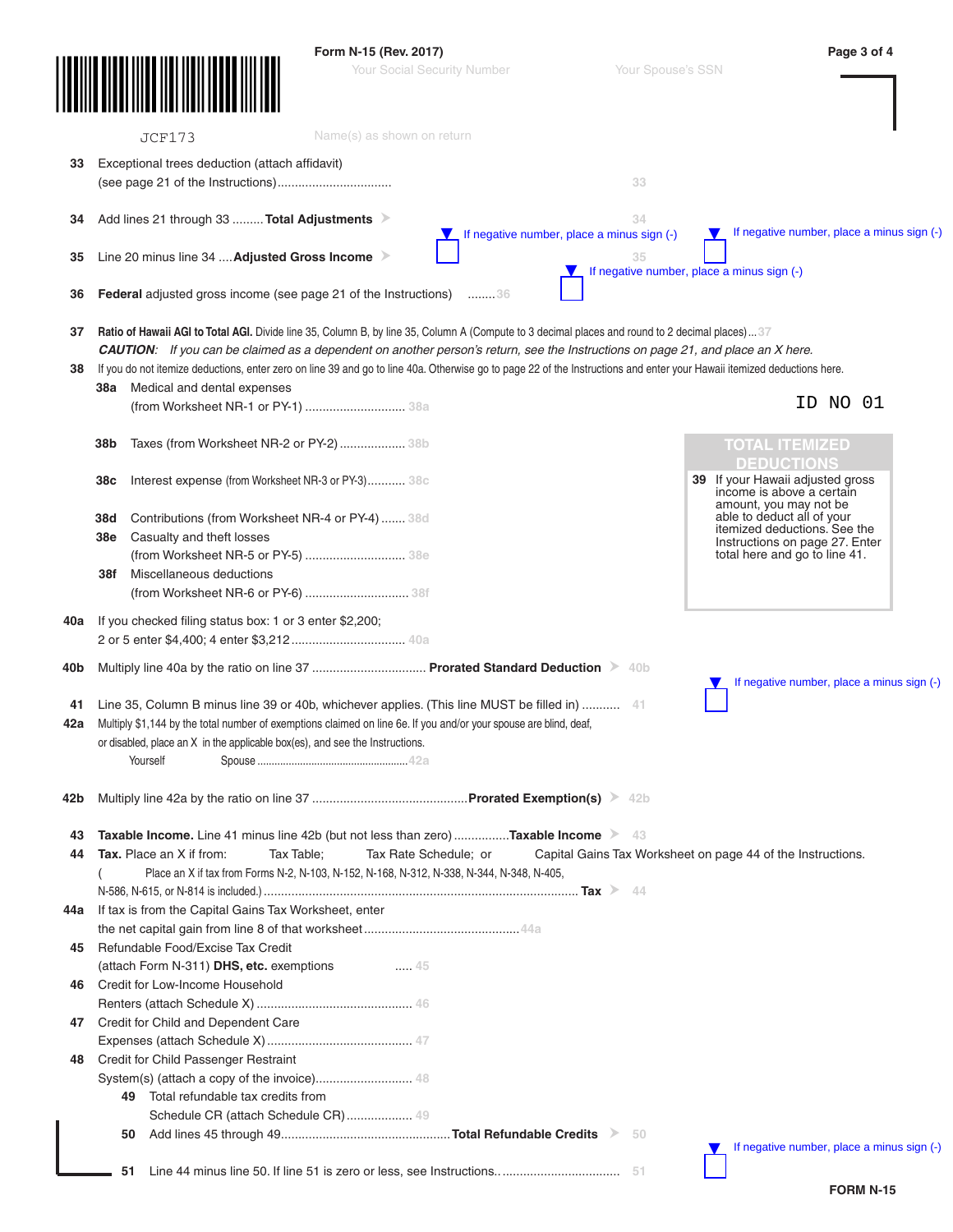Form N-15 (Rev. 2017)

Your Social Security Number — Your Spouse's SSN

JCF173

Name(s) as shown on return

**33** Exceptional trees deduction (attach affidavit) (see page 21 of the Instructions) ................................ 33

**34** Add lines 21 through 33 ......... **Total Adjustments** 34

If negative number, place a minus sign (-)

**35** Line 20 minus line 34 .... **Adjusted Gross Income** 35

If negative number, place a minus sign (-)

**36** **Federal** adjusted gross income (see page 21 of the Instructions) ........36

If negative number, place a minus sign (-)

**37** **Ratio of Hawaii AGI to Total AGI.** Divide line 35, Column B, by line 35, Column A (Compute to 3 decimal places and round to 2 decimal places) ... 37

***CAUTION:*** *If you can be claimed as a dependent on another person's return, see the Instructions on page 21, and place an X here.*

**38** If you do not itemize deductions, enter zero on line 39 and go to line 40a. Otherwise go to page 22 of the Instructions and enter your Hawaii itemized deductions here.

ID NO 01

**38a** Medical and dental expenses (from Worksheet NR-1 or PY-1) ............................ 38a

**38b** Taxes (from Worksheet NR-2 or PY-2) .................. 38b

**38c** Interest expense (from Worksheet NR-3 or PY-3) ........... 38c

**38d** Contributions (from Worksheet NR-4 or PY-4) ....... 38d

**38e** Casualty and theft losses (from Worksheet NR-5 or PY-5) ............................ 38e

**38f** Miscellaneous deductions (from Worksheet NR-6 or PY-6) ............................. 38f

**TOTAL ITEMIZED DEDUCTIONS**

**39** If your Hawaii adjusted gross income is above a certain amount, you may not be able to deduct all of your itemized deductions. See the Instructions on page 27. Enter total here and go to line 41.

**40a** If you checked filing status box: 1 or 3 enter $2,200; 2 or 5 enter $4,400; 4 enter $3,212 ................................ 40a

**40b** Multiply line 40a by the ratio on line 37 ................................ **Prorated Standard Deduction** 40b

If negative number, place a minus sign (-)

**41** Line 35, Column B minus line 39 or 40b, whichever applies. (This line MUST be filled in) .......... 41

**42a** Multiply $1,144 by the total number of exemptions claimed on line 6e. If you and/or your spouse are blind, deaf, or disabled, place an X in the applicable box(es), and see the Instructions.

Yourself  Spouse .................................................... 42a

**42b** Multiply line 42a by the ratio on line 37 ............................................ **Prorated Exemption(s)** 42b

**43** **Taxable Income.** Line 41 minus line 42b (but not less than zero) ............... **Taxable Income** 43

**44** **Tax.** Place an X if from: Tax Table; Tax Rate Schedule; or Capital Gains Tax Worksheet on page 44 of the Instructions.

( Place an X if tax from Forms N-2, N-103, N-152, N-168, N-312, N-338, N-344, N-348, N-405, N-586, N-615, or N-814 is included.) .......................................................................................... **Tax** 44

**44a** If tax is from the Capital Gains Tax Worksheet, enter the net capital gain from line 8 of that worksheet ............................................ 44a

**45** Refundable Food/Excise Tax Credit (attach Form N-311) **DHS, etc.** exemptions ..... 45

**46** Credit for Low-Income Household Renters (attach Schedule X) ............................................. 46

**47** Credit for Child and Dependent Care Expenses (attach Schedule X) .......................................... 47

**48** Credit for Child Passenger Restraint System(s) (attach a copy of the invoice) ............................ 48

**49** Total refundable tax credits from Schedule CR (attach Schedule CR) ................... 49

**50** Add lines 45 through 49 ................................................ **Total Refundable Credits** 50

If negative number, place a minus sign (-)

**51** Line 44 minus line 50. If line 51 is zero or less, see Instructions. ................................. 51

FORM N-15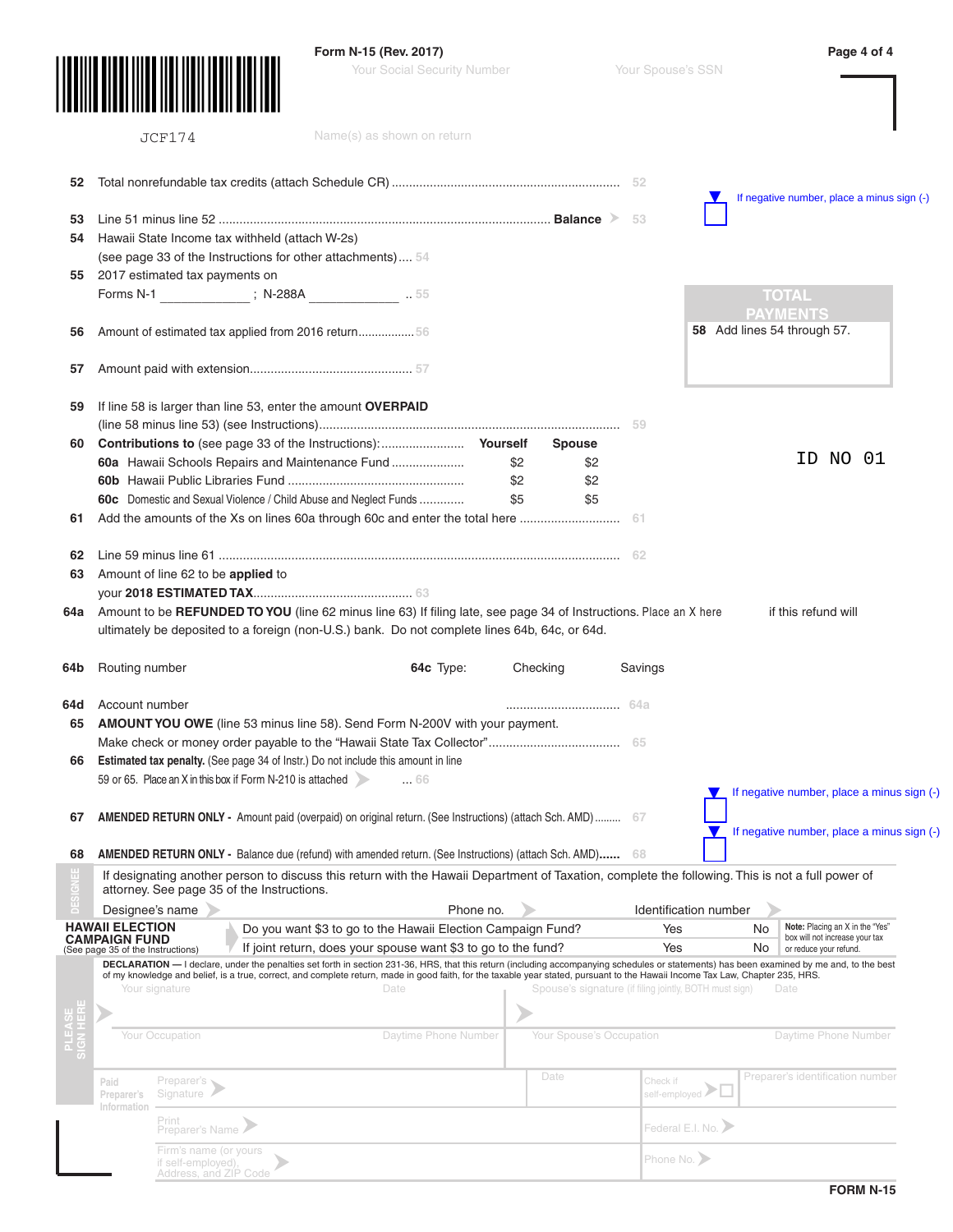Form N-15 (Rev. 2017)

Your Social Security Number    Your Spouse's SSN

JCF174

Name(s) as shown on return

52 Total nonrefundable tax credits (attach Schedule CR) ........................................ 52

If negative number, place a minus sign (-)

53 Line 51 minus line 52 ........................................................ **Balance** 53

54 Hawaii State Income tax withheld (attach W-2s)
(see page 33 of the Instructions for other attachments).... 54

55 2017 estimated tax payments on
Forms N-1 ____________ ; N-288A ____________ .. 55

**TOTAL PAYMENTS**

58 Add lines 54 through 57.

56 Amount of estimated tax applied from 2016 return................ 56

57 Amount paid with extension.............................................. 57

59 If line 58 is larger than line 53, enter the amount **OVERPAID**
(line 58 minus line 53) (see Instructions)........................................ 59

ID NO 01

| | Yourself | Spouse |
|---|---|---|
| 60 **Contributions to** (see page 33 of the Instructions):........ | | |
| 60a Hawaii Schools Repairs and Maintenance Fund ........ | $2 | $2 |
| 60b Hawaii Public Libraries Fund ........ | $2 | $2 |
| 60c Domestic and Sexual Violence / Child Abuse and Neglect Funds ........ | $5 | $5 |

61 Add the amounts of the Xs on lines 60a through 60c and enter the total here ........ 61

62 Line 59 minus line 61 ........................................................ 62

63 Amount of line 62 to be **applied** to
your **2018 ESTIMATED TAX**.............................................. 63

64a Amount to be **REFUNDED TO YOU** (line 62 minus line 63) If filing late, see page 34 of Instructions. Place an X here if this refund will ultimately be deposited to a foreign (non-U.S.) bank. Do not complete lines 64b, 64c, or 64d.

64b Routing number    64c Type: Checking Savings

64d Account number ................................ 64a

65 **AMOUNT YOU OWE** (line 53 minus line 58). Send Form N-200V with your payment.
Make check or money order payable to the "Hawaii State Tax Collector"........................ 65

66 **Estimated tax penalty.** (See page 34 of Instr.) Do not include this amount in line 59 or 65. Place an X in this box if Form N-210 is attached ... 66

If negative number, place a minus sign (-)

67 **AMENDED RETURN ONLY -** Amount paid (overpaid) on original return. (See Instructions) (attach Sch. AMD) ......... 67

If negative number, place a minus sign (-)

68 **AMENDED RETURN ONLY -** Balance due (refund) with amended return. (See Instructions) (attach Sch. AMD)...... 68

**DESIGNEE**

If designating another person to discuss this return with the Hawaii Department of Taxation, complete the following. This is not a full power of attorney. See page 35 of the Instructions.

Designee's name    Phone no.    Identification number

**HAWAII ELECTION CAMPAIGN FUND** (See page 35 of the Instructions)

Do you want $3 to go to the Hawaii Election Campaign Fund? Yes No
If joint return, does your spouse want $3 to go to the fund? Yes No

**Note:** Placing an X in the "Yes" box will not increase your tax or reduce your refund.

**DECLARATION —** I declare, under the penalties set forth in section 231-36, HRS, that this return (including accompanying schedules or statements) has been examined by me and, to the best of my knowledge and belief, is a true, correct, and complete return, made in good faith, for the taxable year stated, pursuant to the Hawaii Income Tax Law, Chapter 235, HRS.

**PLEASE SIGN HERE**

Your signature    Date    Spouse's signature (if filing jointly, BOTH must sign)    Date

Your Occupation    Daytime Phone Number    Your Spouse's Occupation    Daytime Phone Number

**Paid Preparer's Information**

Preparer's Signature    Date    Check if self-employed    Preparer's identification number

Print Preparer's Name    Federal E.I. No.

Firm's name (or yours if self-employed), Address, and ZIP Code    Phone No.

FORM N-15